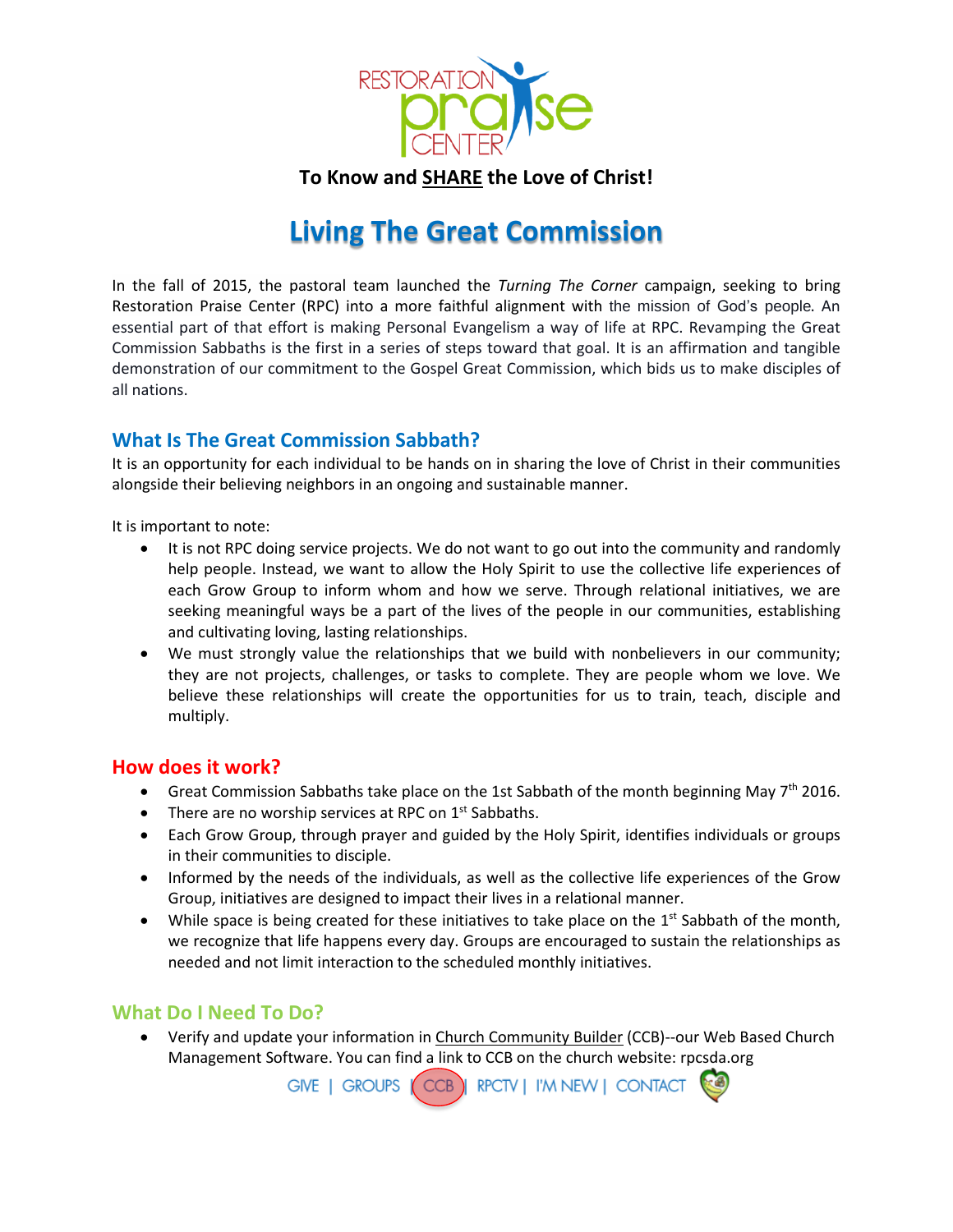RESTORATION praise CENTER

**To Know and SHARE the Love of Christ!**

# Living The Great Commission

In the fall of 2015, the pastoral team launched the *Turning The Corner* campaign, seeking to bring Restoration Praise Center (RPC) into a more faithful alignment with the mission of God's people. An essential part of that effort is making Personal Evangelism a way of life at RPC. Revamping the Great Commission Sabbaths is the first in a series of steps toward that goal. It is an affirmation and tangible demonstration of our commitment to the Gospel Great Commission, which bids us to make disciples of all nations.

## What Is The Great Commission Sabbath?

It is an opportunity for each individual to be hands on in sharing the love of Christ in their communities alongside their believing neighbors in an ongoing and sustainable manner.

It is important to note:

- It is not RPC doing service projects. We do not want to go out into the community and randomly help people. Instead, we want to allow the Holy Spirit to use the collective life experiences of each Grow Group to inform whom and how we serve. Through relational initiatives, we are seeking meaningful ways be a part of the lives of the people in our communities, establishing and cultivating loving, lasting relationships.
- We must strongly value the relationships that we build with nonbelievers in our community; they are not projects, challenges, or tasks to complete. They are people whom we love. We believe these relationships will create the opportunities for us to train, teach, disciple and multiply.

## How does it work?

- Great Commission Sabbaths take place on the 1st Sabbath of the month beginning May 7th 2016.
- There are no worship services at RPC on 1st Sabbaths.
- Each Grow Group, through prayer and guided by the Holy Spirit, identifies individuals or groups in their communities to disciple.
- Informed by the needs of the individuals, as well as the collective life experiences of the Grow Group, initiatives are designed to impact their lives in a relational manner.
- While space is being created for these initiatives to take place on the 1st Sabbath of the month, we recognize that life happens every day. Groups are encouraged to sustain the relationships as needed and not limit interaction to the scheduled monthly initiatives.

## What Do I Need To Do?

- Verify and update your information in Church Community Builder (CCB)--our Web Based Church Management Software. You can find a link to CCB on the church website: rpcsda.org

GIVE | GROUPS | CCB | RPCTV | I'M NEW | CONTACT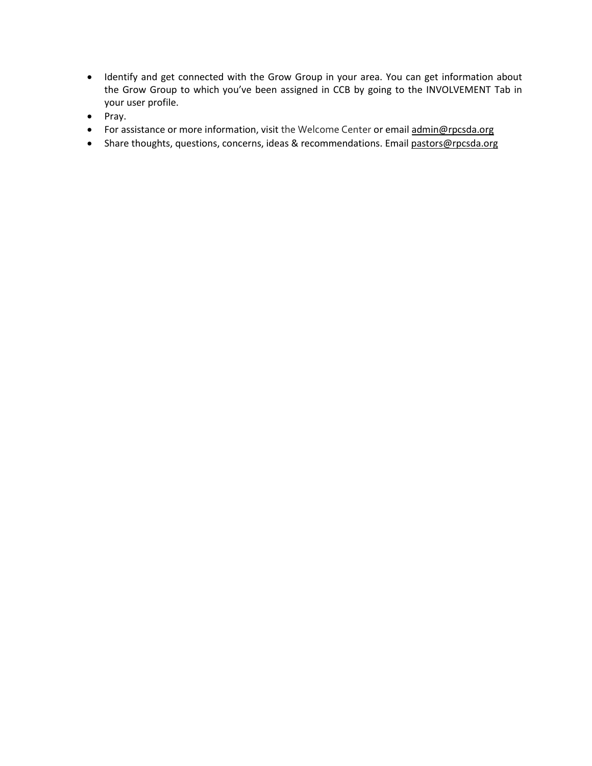- Identify and get connected with the Grow Group in your area. You can get information about the Grow Group to which you've been assigned in CCB by going to the INVOLVEMENT Tab in your user profile.
- Pray.
- For assistance or more information, visit the Welcome Center or email admin@rpcsda.org
- Share thoughts, questions, concerns, ideas & recommendations. Email pastors@rpcsda.org